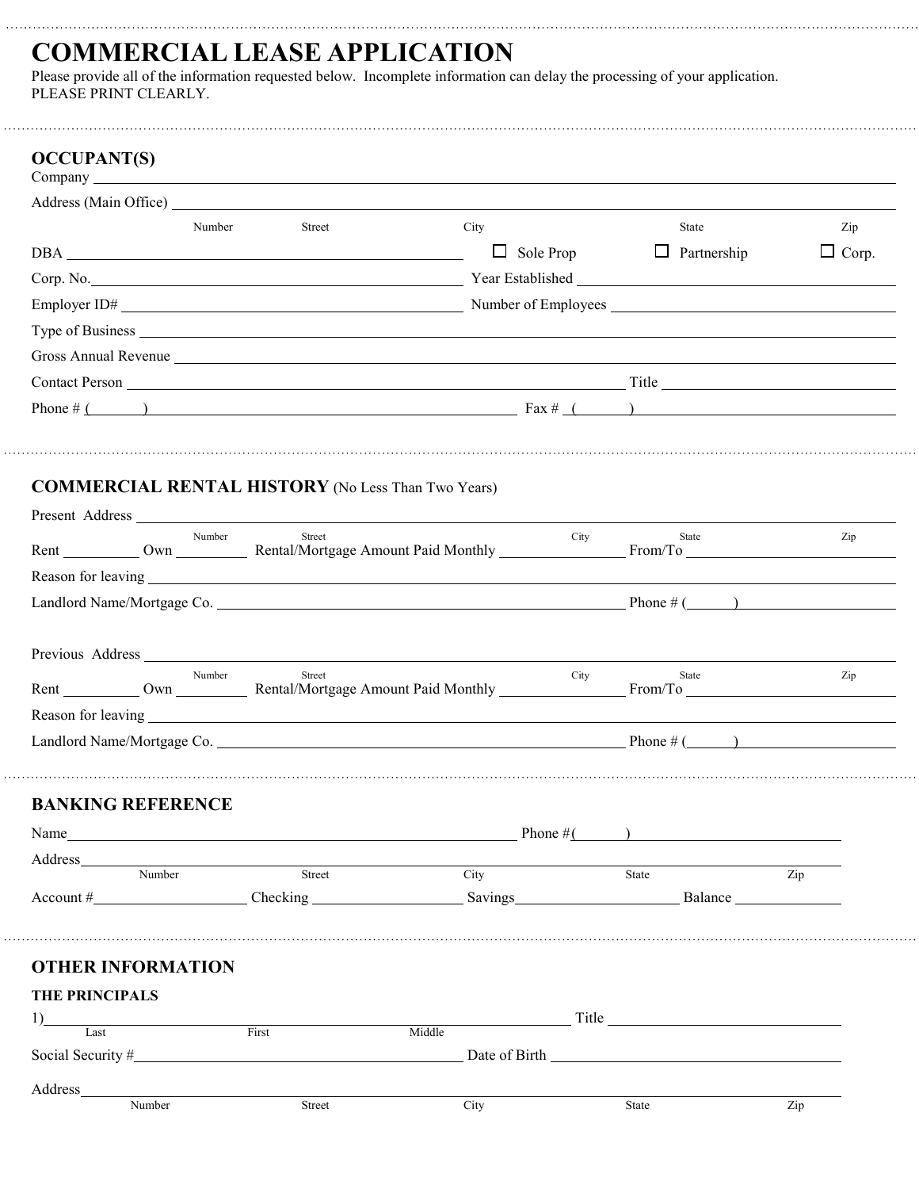# COMMERCIAL LEASE APPLICATION

Please provide all of the information requested below. Incomplete information can delay the processing of your application.
PLEASE PRINT CLEARLY.

## OCCUPANT(S)

Company ______________________________

Address (Main Office) ______________________________
Number Street City State Zip

DBA ______________________________ ☐ Sole Prop ☐ Partnership ☐ Corp.

Corp. No. ______________________________ Year Established ______________________________

Employer ID# ______________________________ Number of Employees ______________________________

Type of Business ______________________________

Gross Annual Revenue ______________________________

Contact Person ______________________________ Title ______________________________

Phone # ( ) ______________________________ Fax # ( ) ______________________________

## COMMERCIAL RENTAL HISTORY (No Less Than Two Years)

Present Address ______________________________
Number Street City State Zip

Rent __________ Own __________ Rental/Mortgage Amount Paid Monthly __________ From/To __________

Reason for leaving ______________________________

Landlord Name/Mortgage Co. ______________________________ Phone # ( ) ______________________________

Previous Address ______________________________
Number Street City State Zip

Rent __________ Own __________ Rental/Mortgage Amount Paid Monthly __________ From/To __________

Reason for leaving ______________________________

Landlord Name/Mortgage Co. ______________________________ Phone # ( ) ______________________________

## BANKING REFERENCE

Name ______________________________ Phone #( ) ______________________________

Address ______________________________
Number Street City State Zip

Account # __________ Checking __________ Savings __________ Balance __________

## OTHER INFORMATION

### THE PRINCIPALS

1) ______________________________ Title ______________________________
Last First Middle

Social Security # ______________________________ Date of Birth ______________________________

Address ______________________________
Number Street City State Zip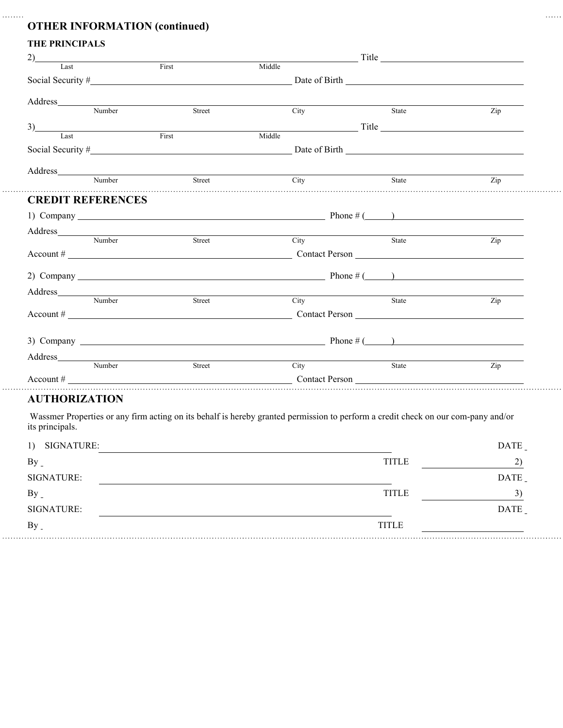## OTHER INFORMATION (continued)

### THE PRINCIPALS

2) ______________________________________________ Title ______________________
Last First Middle

Social Security # ______________________ Date of Birth ______________________

Address ______________________________________________
Number Street City State Zip

3) ______________________________________________ Title ______________________
Last First Middle

Social Security # ______________________ Date of Birth ______________________

Address ______________________________________________
Number Street City State Zip

## CREDIT REFERENCES

1) Company ______________________ Phone # (_____) ______________________

Address ______________________________________________
Number Street City State Zip

Account # ______________________ Contact Person ______________________

2) Company ______________________ Phone # (_____) ______________________

Address ______________________________________________
Number Street City State Zip

Account # ______________________ Contact Person ______________________

3) Company ______________________ Phone # (_____) ______________________

Address ______________________________________________
Number Street City State Zip

Account # ______________________ Contact Person ______________________

## AUTHORIZATION

Wassmer Properties or any firm acting on its behalf is hereby granted permission to perform a credit check on our com-pany and/or its principals.

1) SIGNATURE: ______________________ DATE ____

By ____ TITLE ______________________

2) SIGNATURE: ______________________ DATE ____

By ____ TITLE ______________________

3) SIGNATURE: ______________________ DATE ____

By ____ TITLE ______________________